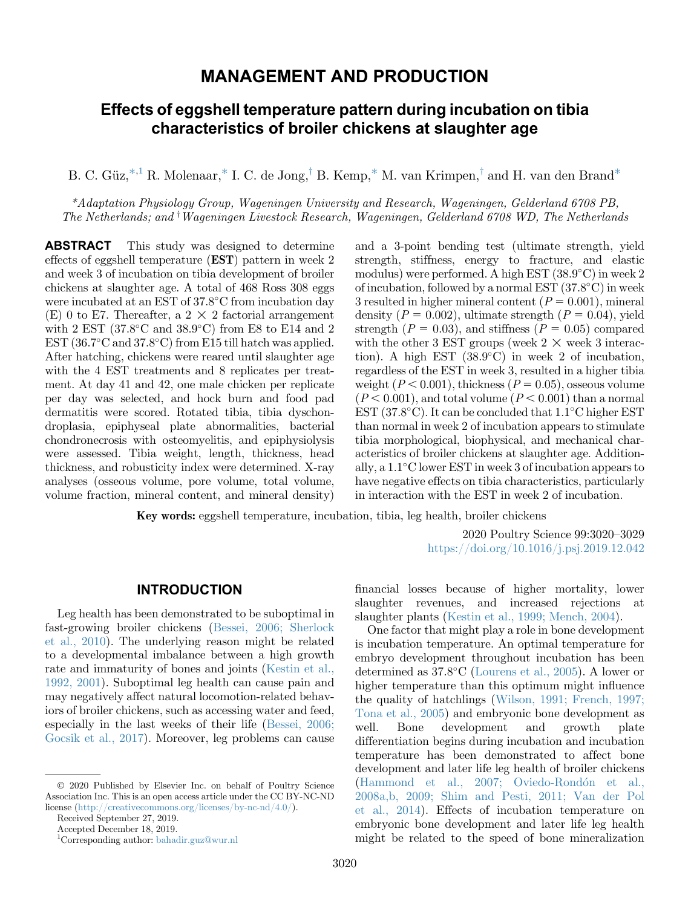# MANAGEMENT AND PRODUCTION

## Effects of eggshell temperature pattern during incubation on tibia characteristics of broiler chickens at slaughter age

B. C. Güz,[*,1] R. Molenaar,[*] I. C. de Jong,[†] B. Kemp,[*] M. van Krimpen,[†] and H. van den Brand[*]

*[*]Adaptation Physiology Group, Wageningen University and Research, Wageningen, Gelderland 6708 PB, The Netherlands; and [†]Wageningen Livestock Research, Wageningen, Gelderland 6708 WD, The Netherlands*

**ABSTRACT** This study was designed to determine effects of eggshell temperature (**EST**) pattern in week 2 and week 3 of incubation on tibia development of broiler chickens at slaughter age. A total of 468 Ross 308 eggs were incubated at an EST of 37.8°C from incubation day (E) 0 to E7. Thereafter, a 2 × 2 factorial arrangement with 2 EST (37.8°C and 38.9°C) from E8 to E14 and 2 EST (36.7°C and 37.8°C) from E15 till hatch was applied. After hatching, chickens were reared until slaughter age with the 4 EST treatments and 8 replicates per treatment. At day 41 and 42, one male chicken per replicate per day was selected, and hock burn and food pad dermatitis were scored. Rotated tibia, tibia dyschondroplasia, epiphyseal plate abnormalities, bacterial chondronecrosis with osteomyelitis, and epiphysiolysis were assessed. Tibia weight, length, thickness, head thickness, and robusticity index were determined. X-ray analyses (osseous volume, pore volume, total volume, volume fraction, mineral content, and mineral density) and a 3-point bending test (ultimate strength, yield strength, stiffness, energy to fracture, and elastic modulus) were performed. A high EST (38.9°C) in week 2 of incubation, followed by a normal EST (37.8°C) in week 3 resulted in higher mineral content ($P = 0.001$), mineral density ($P = 0.002$), ultimate strength ($P = 0.04$), yield strength ($P = 0.03$), and stiffness ($P = 0.05$) compared with the other 3 EST groups (week 2 × week 3 interaction). A high EST (38.9°C) in week 2 of incubation, regardless of the EST in week 3, resulted in a higher tibia weight ($P < 0.001$), thickness ($P = 0.05$), osseous volume ($P < 0.001$), and total volume ($P < 0.001$) than a normal EST (37.8°C). It can be concluded that 1.1°C higher EST than normal in week 2 of incubation appears to stimulate tibia morphological, biophysical, and mechanical characteristics of broiler chickens at slaughter age. Additionally, a 1.1°C lower EST in week 3 of incubation appears to have negative effects on tibia characteristics, particularly in interaction with the EST in week 2 of incubation.

**Key words:** eggshell temperature, incubation, tibia, leg health, broiler chickens

2020 Poultry Science 99:3020–3029
https://doi.org/10.1016/j.psj.2019.12.042

## INTRODUCTION

Leg health has been demonstrated to be suboptimal in fast-growing broiler chickens (Bessei, 2006; Sherlock et al., 2010). The underlying reason might be related to a developmental imbalance between a high growth rate and immaturity of bones and joints (Kestin et al., 1992, 2001). Suboptimal leg health can cause pain and may negatively affect natural locomotion-related behaviors of broiler chickens, such as accessing water and feed, especially in the last weeks of their life (Bessei, 2006; Gocsik et al., 2017). Moreover, leg problems can cause financial losses because of higher mortality, lower slaughter revenues, and increased rejections at slaughter plants (Kestin et al., 1999; Mench, 2004).

One factor that might play a role in bone development is incubation temperature. An optimal temperature for embryo development throughout incubation has been determined as 37.8°C (Lourens et al., 2005). A lower or higher temperature than this optimum might influence the quality of hatchlings (Wilson, 1991; French, 1997; Tona et al., 2005) and embryonic bone development as well. Bone development and growth plate differentiation begins during incubation and incubation temperature has been demonstrated to affect bone development and later life leg health of broiler chickens (Hammond et al., 2007; Oviedo-Rondón et al., 2008a,b, 2009; Shim and Pesti, 2011; Van der Pol et al., 2014). Effects of incubation temperature on embryonic bone development and later life leg health might be related to the speed of bone mineralization

© 2020 Published by Elsevier Inc. on behalf of Poultry Science Association Inc. This is an open access article under the CC BY-NC-ND license (http://creativecommons.org/licenses/by-nc-nd/4.0/).

Received September 27, 2019.

Accepted December 18, 2019.

[1]Corresponding author: bahadir.guz@wur.nl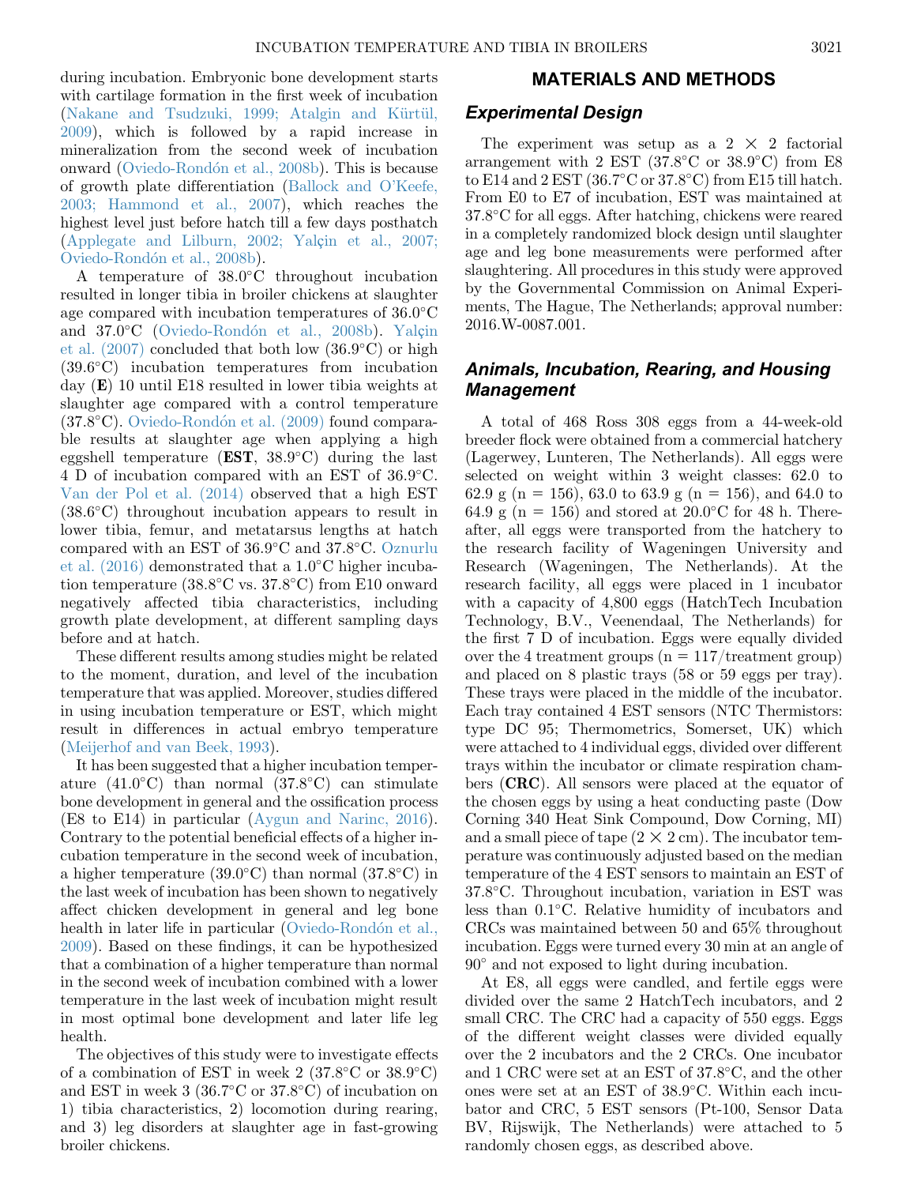during incubation. Embryonic bone development starts with cartilage formation in the first week of incubation (Nakane and Tsudzuki, 1999; Atalgin and Kürtül, 2009), which is followed by a rapid increase in mineralization from the second week of incubation onward (Oviedo-Rondón et al., 2008b). This is because of growth plate differentiation (Ballock and O'Keefe, 2003; Hammond et al., 2007), which reaches the highest level just before hatch till a few days posthatch (Applegate and Lilburn, 2002; Yalçin et al., 2007; Oviedo-Rondón et al., 2008b).

A temperature of 38.0°C throughout incubation resulted in longer tibia in broiler chickens at slaughter age compared with incubation temperatures of 36.0°C and 37.0°C (Oviedo-Rondón et al., 2008b). Yalçin et al. (2007) concluded that both low (36.9°C) or high (39.6°C) incubation temperatures from incubation day (**E**) 10 until E18 resulted in lower tibia weights at slaughter age compared with a control temperature (37.8°C). Oviedo-Rondón et al. (2009) found comparable results at slaughter age when applying a high eggshell temperature (**EST**, 38.9°C) during the last 4 D of incubation compared with an EST of 36.9°C. Van der Pol et al. (2014) observed that a high EST (38.6°C) throughout incubation appears to result in lower tibia, femur, and metatarsus lengths at hatch compared with an EST of 36.9°C and 37.8°C. Oznurlu et al. (2016) demonstrated that a 1.0°C higher incubation temperature (38.8°C vs. 37.8°C) from E10 onward negatively affected tibia characteristics, including growth plate development, at different sampling days before and at hatch.

These different results among studies might be related to the moment, duration, and level of the incubation temperature that was applied. Moreover, studies differed in using incubation temperature or EST, which might result in differences in actual embryo temperature (Meijerhof and van Beek, 1993).

It has been suggested that a higher incubation temperature (41.0°C) than normal (37.8°C) can stimulate bone development in general and the ossification process (E8 to E14) in particular (Aygun and Narinc, 2016). Contrary to the potential beneficial effects of a higher incubation temperature in the second week of incubation, a higher temperature (39.0°C) than normal (37.8°C) in the last week of incubation has been shown to negatively affect chicken development in general and leg bone health in later life in particular (Oviedo-Rondón et al., 2009). Based on these findings, it can be hypothesized that a combination of a higher temperature than normal in the second week of incubation combined with a lower temperature in the last week of incubation might result in most optimal bone development and later life leg health.

The objectives of this study were to investigate effects of a combination of EST in week 2 (37.8°C or 38.9°C) and EST in week 3 (36.7°C or 37.8°C) of incubation on 1) tibia characteristics, 2) locomotion during rearing, and 3) leg disorders at slaughter age in fast-growing broiler chickens.

## MATERIALS AND METHODS

### Experimental Design

The experiment was setup as a 2 × 2 factorial arrangement with 2 EST (37.8°C or 38.9°C) from E8 to E14 and 2 EST (36.7°C or 37.8°C) from E15 till hatch. From E0 to E7 of incubation, EST was maintained at 37.8°C for all eggs. After hatching, chickens were reared in a completely randomized block design until slaughter age and leg bone measurements were performed after slaughtering. All procedures in this study were approved by the Governmental Commission on Animal Experiments, The Hague, The Netherlands; approval number: 2016.W-0087.001.

### Animals, Incubation, Rearing, and Housing Management

A total of 468 Ross 308 eggs from a 44-week-old breeder flock were obtained from a commercial hatchery (Lagerwey, Lunteren, The Netherlands). All eggs were selected on weight within 3 weight classes: 62.0 to 62.9 g (n = 156), 63.0 to 63.9 g (n = 156), and 64.0 to 64.9 g (n = 156) and stored at 20.0°C for 48 h. Thereafter, all eggs were transported from the hatchery to the research facility of Wageningen University and Research (Wageningen, The Netherlands). At the research facility, all eggs were placed in 1 incubator with a capacity of 4,800 eggs (HatchTech Incubation Technology, B.V., Veenendaal, The Netherlands) for the first 7 D of incubation. Eggs were equally divided over the 4 treatment groups (n = 117/treatment group) and placed on 8 plastic trays (58 or 59 eggs per tray). These trays were placed in the middle of the incubator. Each tray contained 4 EST sensors (NTC Thermistors: type DC 95; Thermometrics, Somerset, UK) which were attached to 4 individual eggs, divided over different trays within the incubator or climate respiration chambers (**CRC**). All sensors were placed at the equator of the chosen eggs by using a heat conducting paste (Dow Corning 340 Heat Sink Compound, Dow Corning, MI) and a small piece of tape (2 × 2 cm). The incubator temperature was continuously adjusted based on the median temperature of the 4 EST sensors to maintain an EST of 37.8°C. Throughout incubation, variation in EST was less than 0.1°C. Relative humidity of incubators and CRCs was maintained between 50 and 65% throughout incubation. Eggs were turned every 30 min at an angle of 90° and not exposed to light during incubation.

At E8, all eggs were candled, and fertile eggs were divided over the same 2 HatchTech incubators, and 2 small CRC. The CRC had a capacity of 550 eggs. Eggs of the different weight classes were divided equally over the 2 incubators and the 2 CRCs. One incubator and 1 CRC were set at an EST of 37.8°C, and the other ones were set at an EST of 38.9°C. Within each incubator and CRC, 5 EST sensors (Pt-100, Sensor Data BV, Rijswijk, The Netherlands) were attached to 5 randomly chosen eggs, as described above.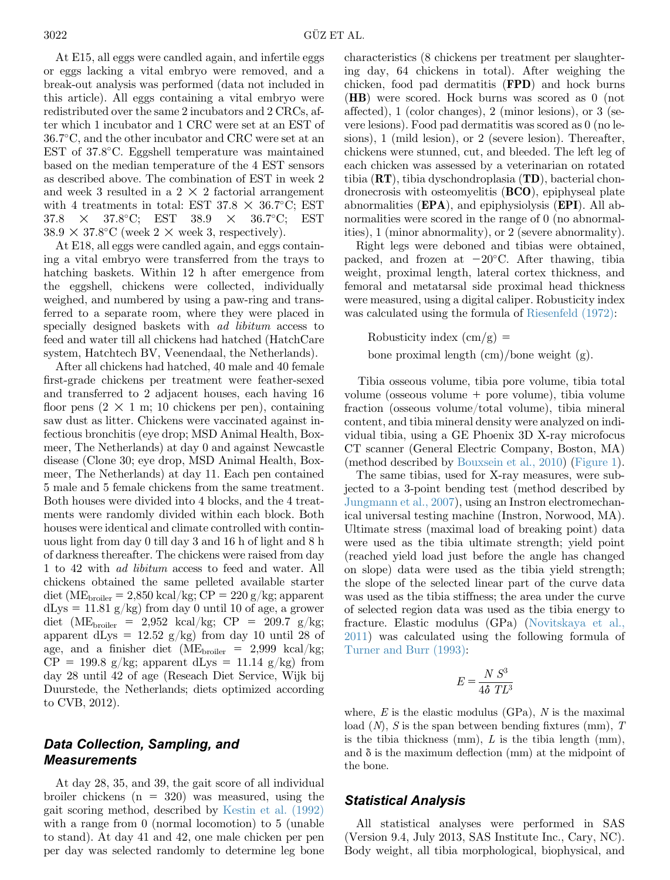At E15, all eggs were candled again, and infertile eggs or eggs lacking a vital embryo were removed, and a break-out analysis was performed (data not included in this article). All eggs containing a vital embryo were redistributed over the same 2 incubators and 2 CRCs, after which 1 incubator and 1 CRC were set at an EST of 36.7°C, and the other incubator and CRC were set at an EST of 37.8°C. Eggshell temperature was maintained based on the median temperature of the 4 EST sensors as described above. The combination of EST in week 2 and week 3 resulted in a 2 × 2 factorial arrangement with 4 treatments in total: EST 37.8 × 36.7°C; EST 37.8 × 37.8°C; EST 38.9 × 36.7°C; EST 38.9 × 37.8°C (week 2 × week 3, respectively).

At E18, all eggs were candled again, and eggs containing a vital embryo were transferred from the trays to hatching baskets. Within 12 h after emergence from the eggshell, chickens were collected, individually weighed, and numbered by using a paw-ring and transferred to a separate room, where they were placed in specially designed baskets with *ad libitum* access to feed and water till all chickens had hatched (HatchCare system, Hatchtech BV, Veenendaal, the Netherlands).

After all chickens had hatched, 40 male and 40 female first-grade chickens per treatment were feather-sexed and transferred to 2 adjacent houses, each having 16 floor pens (2 × 1 m; 10 chickens per pen), containing saw dust as litter. Chickens were vaccinated against infectious bronchitis (eye drop; MSD Animal Health, Boxmeer, The Netherlands) at day 0 and against Newcastle disease (Clone 30; eye drop, MSD Animal Health, Boxmeer, The Netherlands) at day 11. Each pen contained 5 male and 5 female chickens from the same treatment. Both houses were divided into 4 blocks, and the 4 treatments were randomly divided within each block. Both houses were identical and climate controlled with continuous light from day 0 till day 3 and 16 h of light and 8 h of darkness thereafter. The chickens were raised from day 1 to 42 with *ad libitum* access to feed and water. All chickens obtained the same pelleted available starter diet ($ME_{broiler}$ = 2,850 kcal/kg; CP = 220 g/kg; apparent dLys = 11.81 g/kg) from day 0 until 10 of age, a grower diet ($ME_{broiler}$ = 2,952 kcal/kg; CP = 209.7 g/kg; apparent dLys = 12.52 g/kg) from day 10 until 28 of age, and a finisher diet ($ME_{broiler}$ = 2,999 kcal/kg; CP = 199.8 g/kg; apparent dLys = 11.14 g/kg) from day 28 until 42 of age (Reseach Diet Service, Wijk bij Duurstede, the Netherlands; diets optimized according to CVB, 2012).

## Data Collection, Sampling, and Measurements

At day 28, 35, and 39, the gait score of all individual broiler chickens (n = 320) was measured, using the gait scoring method, described by Kestin et al. (1992) with a range from 0 (normal locomotion) to 5 (unable to stand). At day 41 and 42, one male chicken per pen per day was selected randomly to determine leg bone characteristics (8 chickens per treatment per slaughtering day, 64 chickens in total). After weighing the chicken, food pad dermatitis (**FPD**) and hock burns (**HB**) were scored. Hock burns was scored as 0 (not affected), 1 (color changes), 2 (minor lesions), or 3 (severe lesions). Food pad dermatitis was scored as 0 (no lesions), 1 (mild lesion), or 2 (severe lesion). Thereafter, chickens were stunned, cut, and bleeded. The left leg of each chicken was assessed by a veterinarian on rotated tibia (**RT**), tibia dyschondroplasia (**TD**), bacterial chondronecrosis with osteomyelitis (**BCO**), epiphyseal plate abnormalities (**EPA**), and epiphysiolysis (**EPI**). All abnormalities were scored in the range of 0 (no abnormalities), 1 (minor abnormality), or 2 (severe abnormality).

Right legs were deboned and tibias were obtained, packed, and frozen at −20°C. After thawing, tibia weight, proximal length, lateral cortex thickness, and femoral and metatarsal side proximal head thickness were measured, using a digital caliper. Robusticity index was calculated using the formula of Riesenfeld (1972):

Robusticity index (cm/g) = bone proximal length (cm)/bone weight (g).

Tibia osseous volume, tibia pore volume, tibia total volume (osseous volume + pore volume), tibia volume fraction (osseous volume/total volume), tibia mineral content, and tibia mineral density were analyzed on individual tibia, using a GE Phoenix 3D X-ray microfocus CT scanner (General Electric Company, Boston, MA) (method described by Bouxsein et al., 2010) (Figure 1).

The same tibias, used for X-ray measures, were subjected to a 3-point bending test (method described by Jungmann et al., 2007), using an Instron electromechanical universal testing machine (Instron, Norwood, MA). Ultimate stress (maximal load of breaking point) data were used as the tibia ultimate strength; yield point (reached yield load just before the angle has changed on slope) data were used as the tibia yield strength; the slope of the selected linear part of the curve data was used as the tibia stiffness; the area under the curve of selected region data was used as the tibia energy to fracture. Elastic modulus (GPa) (Novitskaya et al., 2011) was calculated using the following formula of Turner and Burr (1993):

$$E = \frac{N\,S^3}{4\delta\,TL^3}$$

where, $E$ is the elastic modulus (GPa), $N$ is the maximal load ($N$), $S$ is the span between bending fixtures (mm), $T$ is the tibia thickness (mm), $L$ is the tibia length (mm), and δ is the maximum deflection (mm) at the midpoint of the bone.

## Statistical Analysis

All statistical analyses were performed in SAS (Version 9.4, July 2013, SAS Institute Inc., Cary, NC). Body weight, all tibia morphological, biophysical, and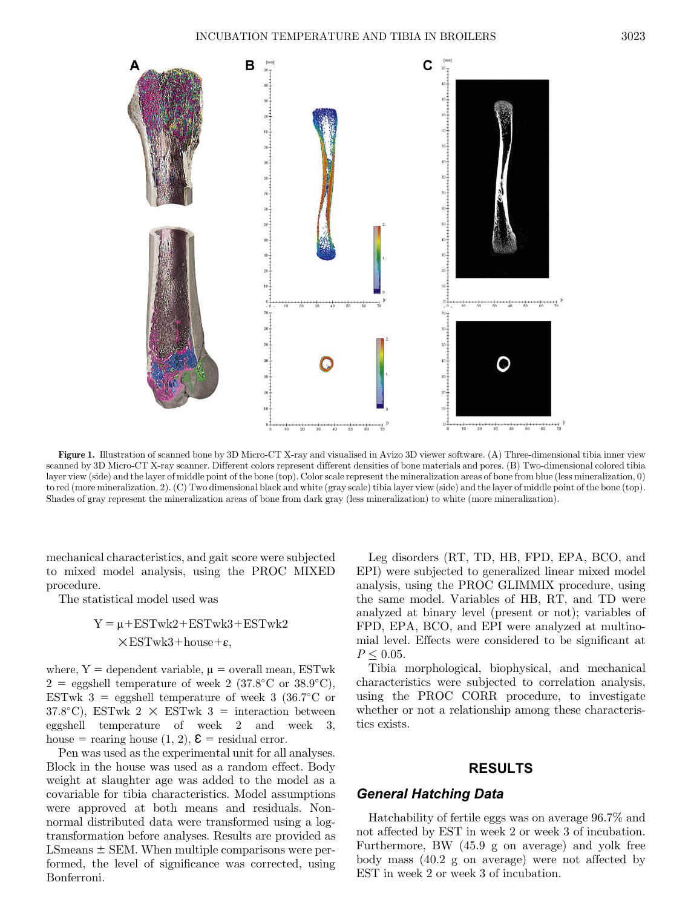**Figure 1.** Illustration of scanned bone by 3D Micro-CT X-ray and visualised in Avizo 3D viewer software. (A) Three-dimensional tibia inner view scanned by 3D Micro-CT X-ray scanner. Different colors represent different densities of bone materials and pores. (B) Two-dimensional colored tibia layer view (side) and the layer of middle point of the bone (top). Color scale represent the mineralization areas of bone from blue (less mineralization, 0) to red (more mineralization, 2). (C) Two dimensional black and white (gray scale) tibia layer view (side) and the layer of middle point of the bone (top). Shades of gray represent the mineralization areas of bone from dark gray (less mineralization) to white (more mineralization).

mechanical characteristics, and gait score were subjected to mixed model analysis, using the PROC MIXED procedure.

The statistical model used was

$$Y = \mu + \text{ESTwk2} + \text{ESTwk3} + \text{ESTwk2} \times \text{ESTwk3} + \text{house} + \varepsilon,$$

where, Y = dependent variable, $\mu$ = overall mean, ESTwk 2 = eggshell temperature of week 2 (37.8°C or 38.9°C), ESTwk 3 = eggshell temperature of week 3 (36.7°C or 37.8°C), ESTwk 2 × ESTwk 3 = interaction between eggshell temperature of week 2 and week 3, house = rearing house (1, 2), $\varepsilon$ = residual error.

Pen was used as the experimental unit for all analyses. Block in the house was used as a random effect. Body weight at slaughter age was added to the model as a covariable for tibia characteristics. Model assumptions were approved at both means and residuals. Non-normal distributed data were transformed using a log-transformation before analyses. Results are provided as LSmeans ± SEM. When multiple comparisons were performed, the level of significance was corrected, using Bonferroni.

Leg disorders (RT, TD, HB, FPD, EPA, BCO, and EPI) were subjected to generalized linear mixed model analysis, using the PROC GLIMMIX procedure, using the same model. Variables of HB, RT, and TD were analyzed at binary level (present or not); variables of FPD, EPA, BCO, and EPI were analyzed at multinomial level. Effects were considered to be significant at $P \leq 0.05$.

Tibia morphological, biophysical, and mechanical characteristics were subjected to correlation analysis, using the PROC CORR procedure, to investigate whether or not a relationship among these characteristics exists.

## RESULTS

### General Hatching Data

Hatchability of fertile eggs was on average 96.7% and not affected by EST in week 2 or week 3 of incubation. Furthermore, BW (45.9 g on average) and yolk free body mass (40.2 g on average) were not affected by EST in week 2 or week 3 of incubation.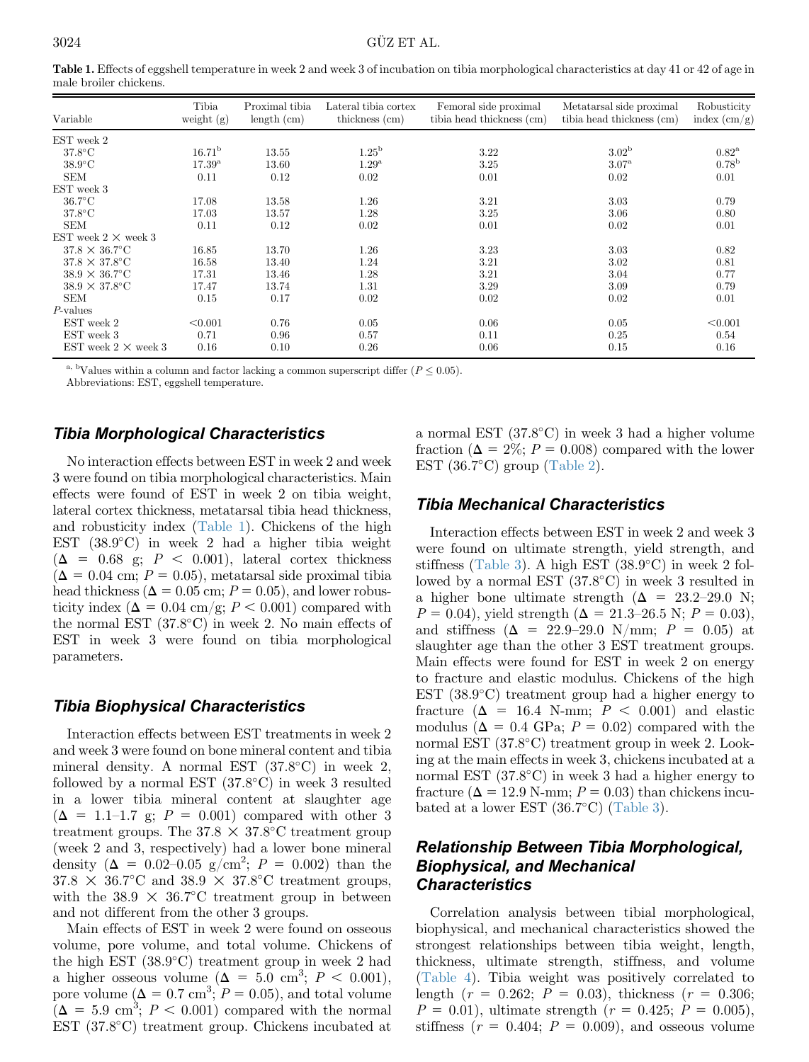**Table 1.** Effects of eggshell temperature in week 2 and week 3 of incubation on tibia morphological characteristics at day 41 or 42 of age in male broiler chickens.

| Variable | Tibia weight (g) | Proximal tibia length (cm) | Lateral tibia cortex thickness (cm) | Femoral side proximal tibia head thickness (cm) | Metatarsal side proximal tibia head thickness (cm) | Robusticity index (cm/g) |
|---|---|---|---|---|---|---|
| EST week 2 | | | | | | |
| 37.8°C | 16.71[b] | 13.55 | 1.25[b] | 3.22 | 3.02[b] | 0.82[a] |
| 38.9°C | 17.39[a] | 13.60 | 1.29[a] | 3.25 | 3.07[a] | 0.78[b] |
| SEM | 0.11 | 0.12 | 0.02 | 0.01 | 0.02 | 0.01 |
| EST week 3 | | | | | | |
| 36.7°C | 17.08 | 13.58 | 1.26 | 3.21 | 3.03 | 0.79 |
| 37.8°C | 17.03 | 13.57 | 1.28 | 3.25 | 3.06 | 0.80 |
| SEM | 0.11 | 0.12 | 0.02 | 0.01 | 0.02 | 0.01 |
| EST week 2 × week 3 | | | | | | |
| 37.8 × 36.7°C | 16.85 | 13.70 | 1.26 | 3.23 | 3.03 | 0.82 |
| 37.8 × 37.8°C | 16.58 | 13.40 | 1.24 | 3.21 | 3.02 | 0.81 |
| 38.9 × 36.7°C | 17.31 | 13.46 | 1.28 | 3.21 | 3.04 | 0.77 |
| 38.9 × 37.8°C | 17.47 | 13.74 | 1.31 | 3.29 | 3.09 | 0.79 |
| SEM | 0.15 | 0.17 | 0.02 | 0.02 | 0.02 | 0.01 |
| *P*-values | | | | | | |
| EST week 2 | <0.001 | 0.76 | 0.05 | 0.06 | 0.05 | <0.001 |
| EST week 3 | 0.71 | 0.96 | 0.57 | 0.11 | 0.25 | 0.54 |
| EST week 2 × week 3 | 0.16 | 0.10 | 0.26 | 0.06 | 0.15 | 0.16 |

[a, b]Values within a column and factor lacking a common superscript differ ($P \leq 0.05$).

Abbreviations: EST, eggshell temperature.

### Tibia Morphological Characteristics

No interaction effects between EST in week 2 and week 3 were found on tibia morphological characteristics. Main effects were found of EST in week 2 on tibia weight, lateral cortex thickness, metatarsal tibia head thickness, and robusticity index (Table 1). Chickens of the high EST (38.9°C) in week 2 had a higher tibia weight ($\Delta = 0.68$ g; $P < 0.001$), lateral cortex thickness ($\Delta = 0.04$ cm; $P = 0.05$), metatarsal side proximal tibia head thickness ($\Delta = 0.05$ cm; $P = 0.05$), and lower robusticity index ($\Delta = 0.04$ cm/g; $P < 0.001$) compared with the normal EST (37.8°C) in week 2. No main effects of EST in week 3 were found on tibia morphological parameters.

### Tibia Biophysical Characteristics

Interaction effects between EST treatments in week 2 and week 3 were found on bone mineral content and tibia mineral density. A normal EST (37.8°C) in week 2, followed by a normal EST (37.8°C) in week 3 resulted in a lower tibia mineral content at slaughter age ($\Delta = 1.1$–$1.7$ g; $P = 0.001$) compared with other 3 treatment groups. The 37.8 × 37.8°C treatment group (week 2 and 3, respectively) had a lower bone mineral density ($\Delta = 0.02$–$0.05$ g/cm$^2$; $P = 0.002$) than the 37.8 × 36.7°C and 38.9 × 37.8°C treatment groups, with the 38.9 × 36.7°C treatment group in between and not different from the other 3 groups.

Main effects of EST in week 2 were found on osseous volume, pore volume, and total volume. Chickens of the high EST (38.9°C) treatment group in week 2 had a higher osseous volume ($\Delta = 5.0$ cm$^3$; $P < 0.001$), pore volume ($\Delta = 0.7$ cm$^3$; $P = 0.05$), and total volume ($\Delta = 5.9$ cm$^3$; $P < 0.001$) compared with the normal EST (37.8°C) treatment group. Chickens incubated at a normal EST (37.8°C) in week 3 had a higher volume fraction ($\Delta = 2\%$; $P = 0.008$) compared with the lower EST (36.7°C) group (Table 2).

### Tibia Mechanical Characteristics

Interaction effects between EST in week 2 and week 3 were found on ultimate strength, yield strength, and stiffness (Table 3). A high EST (38.9°C) in week 2 followed by a normal EST (37.8°C) in week 3 resulted in a higher bone ultimate strength ($\Delta = 23.2$–$29.0$ N; $P = 0.04$), yield strength ($\Delta = 21.3$–$26.5$ N; $P = 0.03$), and stiffness ($\Delta = 22.9$–$29.0$ N/mm; $P = 0.05$) at slaughter age than the other 3 EST treatment groups. Main effects were found for EST in week 2 on energy to fracture and elastic modulus. Chickens of the high EST (38.9°C) treatment group had a higher energy to fracture ($\Delta = 16.4$ N-mm; $P < 0.001$) and elastic modulus ($\Delta = 0.4$ GPa; $P = 0.02$) compared with the normal EST (37.8°C) treatment group in week 2. Looking at the main effects in week 3, chickens incubated at a normal EST (37.8°C) in week 3 had a higher energy to fracture ($\Delta = 12.9$ N-mm; $P = 0.03$) than chickens incubated at a lower EST (36.7°C) (Table 3).

### Relationship Between Tibia Morphological, Biophysical, and Mechanical Characteristics

Correlation analysis between tibial morphological, biophysical, and mechanical characteristics showed the strongest relationships between tibia weight, length, thickness, ultimate strength, stiffness, and volume (Table 4). Tibia weight was positively correlated to length ($r = 0.262$; $P = 0.03$), thickness ($r = 0.306$; $P = 0.01$), ultimate strength ($r = 0.425$; $P = 0.005$), stiffness ($r = 0.404$; $P = 0.009$), and osseous volume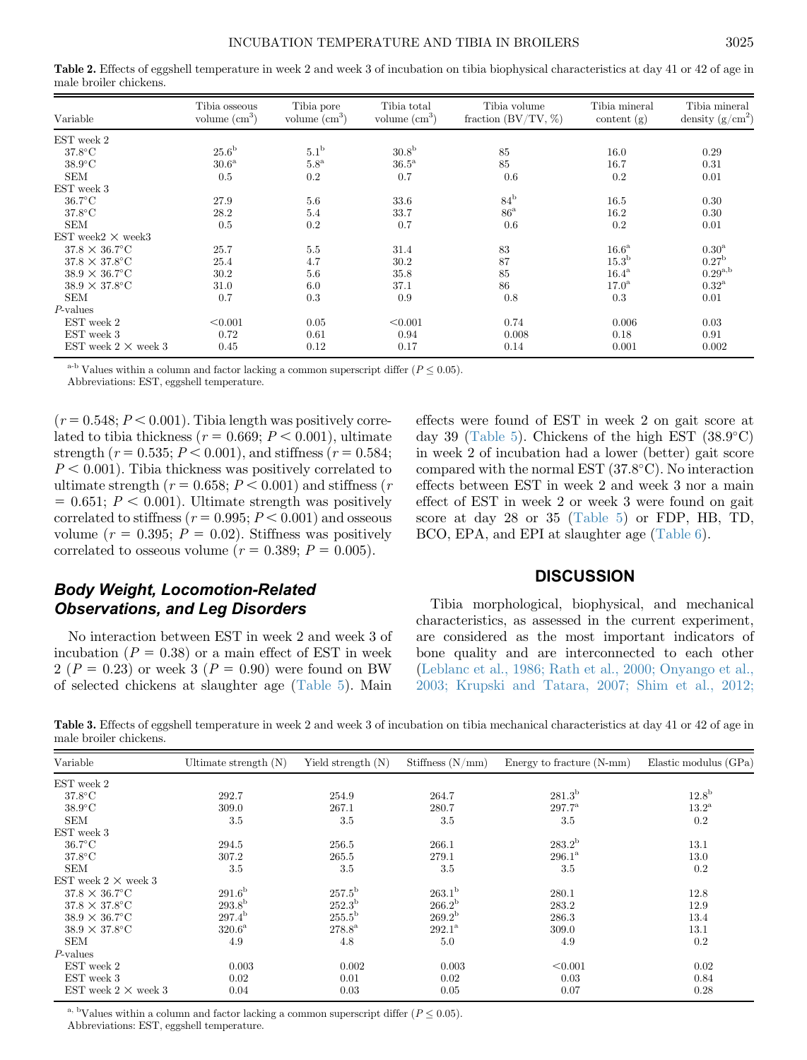**Table 2.** Effects of eggshell temperature in week 2 and week 3 of incubation on tibia biophysical characteristics at day 41 or 42 of age in male broiler chickens.

| Variable | Tibia osseous volume ($cm^3$) | Tibia pore volume ($cm^3$) | Tibia total volume ($cm^3$) | Tibia volume fraction (BV/TV, %) | Tibia mineral content (g) | Tibia mineral density ($g/cm^2$) |
|---|---|---|---|---|---|---|
| EST week 2 | | | | | | |
| 37.8°C | 25.6[b] | 5.1[b] | 30.8[b] | 85 | 16.0 | 0.29 |
| 38.9°C | 30.6[a] | 5.8[a] | 36.5[a] | 85 | 16.7 | 0.31 |
| SEM | 0.5 | 0.2 | 0.7 | 0.6 | 0.2 | 0.01 |
| EST week 3 | | | | | | |
| 36.7°C | 27.9 | 5.6 | 33.6 | 84[b] | 16.5 | 0.30 |
| 37.8°C | 28.2 | 5.4 | 33.7 | 86[a] | 16.2 | 0.30 |
| SEM | 0.5 | 0.2 | 0.7 | 0.6 | 0.2 | 0.01 |
| EST week2 × week3 | | | | | | |
| 37.8 × 36.7°C | 25.7 | 5.5 | 31.4 | 83 | 16.6[a] | 0.30[a] |
| 37.8 × 37.8°C | 25.4 | 4.7 | 30.2 | 87 | 15.3[b] | 0.27[b] |
| 38.9 × 36.7°C | 30.2 | 5.6 | 35.8 | 85 | 16.4[a] | 0.29[a,b] |
| 38.9 × 37.8°C | 31.0 | 6.0 | 37.1 | 86 | 17.0[a] | 0.32[a] |
| SEM | 0.7 | 0.3 | 0.9 | 0.8 | 0.3 | 0.01 |
| *P*-values | | | | | | |
| EST week 2 | <0.001 | 0.05 | <0.001 | 0.74 | 0.006 | 0.03 |
| EST week 3 | 0.72 | 0.61 | 0.94 | 0.008 | 0.18 | 0.91 |
| EST week 2 × week 3 | 0.45 | 0.12 | 0.17 | 0.14 | 0.001 | 0.002 |

[a-b] Values within a column and factor lacking a common superscript differ ($P \leq 0.05$).
Abbreviations: EST, eggshell temperature.

($r = 0.548$; $P < 0.001$). Tibia length was positively correlated to tibia thickness ($r = 0.669$; $P < 0.001$), ultimate strength ($r = 0.535$; $P < 0.001$), and stiffness ($r = 0.584$; $P < 0.001$). Tibia thickness was positively correlated to ultimate strength ($r = 0.658$; $P < 0.001$) and stiffness ($r = 0.651$; $P < 0.001$). Ultimate strength was positively correlated to stiffness ($r = 0.995$; $P < 0.001$) and osseous volume ($r = 0.395$; $P = 0.02$). Stiffness was positively correlated to osseous volume ($r = 0.389$; $P = 0.005$).

### *Body Weight, Locomotion-Related Observations, and Leg Disorders*

No interaction between EST in week 2 and week 3 of incubation ($P = 0.38$) or a main effect of EST in week 2 ($P = 0.23$) or week 3 ($P = 0.90$) were found on BW of selected chickens at slaughter age (Table 5). Main effects were found of EST in week 2 on gait score at day 39 (Table 5). Chickens of the high EST (38.9°C) in week 2 of incubation had a lower (better) gait score compared with the normal EST (37.8°C). No interaction effects between EST in week 2 and week 3 nor a main effect of EST in week 2 or week 3 were found on gait score at day 28 or 35 (Table 5) or FDP, HB, TD, BCO, EPA, and EPI at slaughter age (Table 6).

## DISCUSSION

Tibia morphological, biophysical, and mechanical characteristics, as assessed in the current experiment, are considered as the most important indicators of bone quality and are interconnected to each other (Leblanc et al., 1986; Rath et al., 2000; Onyango et al., 2003; Krupski and Tatara, 2007; Shim et al., 2012;

**Table 3.** Effects of eggshell temperature in week 2 and week 3 of incubation on tibia mechanical characteristics at day 41 or 42 of age in male broiler chickens.

| Variable | Ultimate strength (N) | Yield strength (N) | Stiffness (N/mm) | Energy to fracture (N-mm) | Elastic modulus (GPa) |
|---|---|---|---|---|---|
| EST week 2 | | | | | |
| 37.8°C | 292.7 | 254.9 | 264.7 | 281.3[b] | 12.8[b] |
| 38.9°C | 309.0 | 267.1 | 280.7 | 297.7[a] | 13.2[a] |
| SEM | 3.5 | 3.5 | 3.5 | 3.5 | 0.2 |
| EST week 3 | | | | | |
| 36.7°C | 294.5 | 256.5 | 266.1 | 283.2[b] | 13.1 |
| 37.8°C | 307.2 | 265.5 | 279.1 | 296.1[a] | 13.0 |
| SEM | 3.5 | 3.5 | 3.5 | 3.5 | 0.2 |
| EST week 2 × week 3 | | | | | |
| 37.8 × 36.7°C | 291.6[b] | 257.5[b] | 263.1[b] | 280.1 | 12.8 |
| 37.8 × 37.8°C | 293.8[b] | 252.3[b] | 266.2[b] | 283.2 | 12.9 |
| 38.9 × 36.7°C | 297.4[b] | 255.5[b] | 269.2[b] | 286.3 | 13.4 |
| 38.9 × 37.8°C | 320.6[a] | 278.8[a] | 292.1[a] | 309.0 | 13.1 |
| SEM | 4.9 | 4.8 | 5.0 | 4.9 | 0.2 |
| *P*-values | | | | | |
| EST week 2 | 0.003 | 0.002 | 0.003 | <0.001 | 0.02 |
| EST week 3 | 0.02 | 0.01 | 0.02 | 0.03 | 0.84 |
| EST week 2 × week 3 | 0.04 | 0.03 | 0.05 | 0.07 | 0.28 |

[a, b] Values within a column and factor lacking a common superscript differ ($P \leq 0.05$).
Abbreviations: EST, eggshell temperature.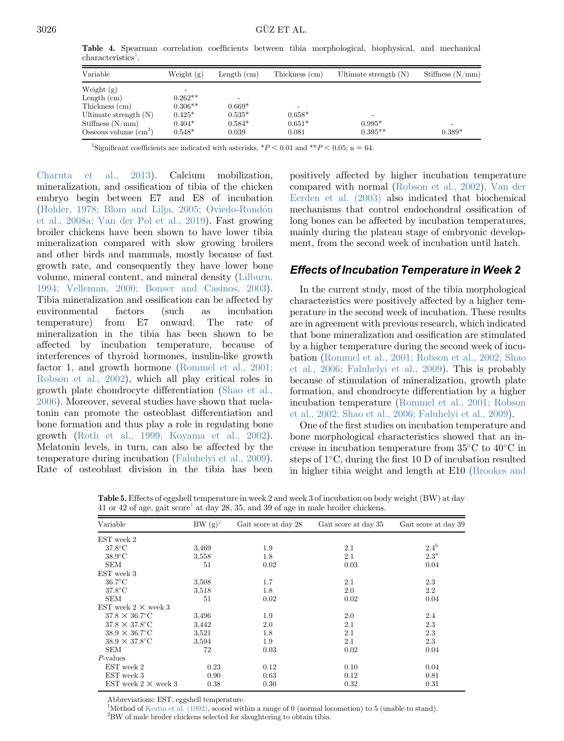**Table 4.** Spearman correlation coefficients between tibia morphological, biophysical, and mechanical characteristics[1].

| Variable | Weight (g) | Length (cm) | Thickness (cm) | Ultimate strength (N) | Stiffness (N/mm) |
|---|---|---|---|---|---|
| Weight (g) | - | | | | |
| Length (cm) | 0.262** | - | | | |
| Thickness (cm) | 0.306** | 0.669* | - | | |
| Ultimate strength (N) | 0.425* | 0.535* | 0.658* | - | |
| Stiffness (N/mm) | 0.404* | 0.584* | 0.651* | 0.995* | - |
| Osseous volume ($cm^3$) | 0.548* | 0.039 | 0.081 | 0.395** | 0.389* |

[1]Significant coefficients are indicated with asterisks, *$P < 0.01$ and **$P < 0.05$; n = 64.

Charuta et al., 2013). Calcium mobilization, mineralization, and ossification of tibia of the chicken embryo begin between E7 and E8 of incubation (Holder, 1978; Blom and Lilja, 2005; Oviedo-Rondón et al., 2008a; Van der Pol et al., 2019). Fast growing broiler chickens have been shown to have lower tibia mineralization compared with slow growing broilers and other birds and mammals, mostly because of fast growth rate, and consequently they have lower bone volume, mineral content, and mineral density (Lilburn, 1994; Velleman, 2000; Bonser and Casinos, 2003). Tibia mineralization and ossification can be affected by environmental factors (such as incubation temperature) from E7 onward. The rate of mineralization in the tibia has been shown to be affected by incubation temperature, because of interferences of thyroid hormones, insulin-like growth factor 1, and growth hormone (Rommel et al., 2001; Robson et al., 2002), which all play critical roles in growth plate chondrocyte differentiation (Shao et al., 2006). Moreover, several studies have shown that melatonin can promote the osteoblast differentiation and bone formation and thus play a role in regulating bone growth (Roth et al., 1999; Koyama et al., 2002). Melatonin levels, in turn, can also be affected by the temperature during incubation (Faluhelyi et al., 2009). Rate of osteoblast division in the tibia has been positively affected by higher incubation temperature compared with normal (Robson et al., 2002). Van der Eerden et al. (2003) also indicated that biochemical mechanisms that control endochondral ossification of long bones can be affected by incubation temperatures, mainly during the plateau stage of embryonic development, from the second week of incubation until hatch.

## *Effects of Incubation Temperature in Week 2*

In the current study, most of the tibia morphological characteristics were positively affected by a higher temperature in the second week of incubation. These results are in agreement with previous research, which indicated that bone mineralization and ossification are stimulated by a higher temperature during the second week of incubation (Rommel et al., 2001; Robson et al., 2002; Shao et al., 2006; Faluhelyi et al., 2009). This is probably because of stimulation of mineralization, growth plate formation, and chondrocyte differentiation by a higher incubation temperature (Rommel et al., 2001; Robson et al., 2002; Shao et al., 2006; Faluhelyi et al., 2009).

One of the first studies on incubation temperature and bone morphological characteristics showed that an increase in incubation temperature from 35°C to 40°C in steps of 1°C, during the first 10 D of incubation resulted in higher tibia weight and length at E10 (Brookes and

**Table 5.** Effects of eggshell temperature in week 2 and week 3 of incubation on body weight (BW) at day 41 or 42 of age, gait score[1] at day 28, 35, and 39 of age in male broiler chickens.

| Variable | BW (g)[2] | Gait score at day 28 | Gait score at day 35 | Gait score at day 39 |
|---|---|---|---|---|
| EST week 2 | | | | |
| 37.8°C | 3,469 | 1.9 | 2.1 | 2.4[b] |
| 38.9°C | 3,558 | 1.8 | 2.1 | 2.3[a] |
| SEM | 51 | 0.02 | 0.03 | 0.04 |
| EST week 3 | | | | |
| 36.7°C | 3,508 | 1.7 | 2.1 | 2.3 |
| 37.8°C | 3,518 | 1.8 | 2.0 | 2.2 |
| SEM | 51 | 0.02 | 0.02 | 0.04 |
| EST week 2 × week 3 | | | | |
| 37.8 × 36.7°C | 3,496 | 1.9 | 2.0 | 2.4 |
| 37.8 × 37.8°C | 3,442 | 2.0 | 2.1 | 2.3 |
| 38.9 × 36.7°C | 3,521 | 1.8 | 2.1 | 2.3 |
| 38.9 × 37.8°C | 3,594 | 1.9 | 2.1 | 2.3 |
| SEM | 72 | 0.03 | 0.02 | 0.04 |
| *P*-values | | | | |
| EST week 2 | 0.23 | 0.12 | 0.10 | 0.04 |
| EST week 3 | 0.90 | 0.63 | 0.12 | 0.81 |
| EST week 2 × week 3 | 0.38 | 0.30 | 0.32 | 0.31 |

Abbreviations: EST, eggshell temperature.
[1]Method of Kestin et al. (1992), scored within a range of 0 (normal locomotion) to 5 (unable to stand).
[2]BW of male broiler chickens selected for slaughtering to obtain tibia.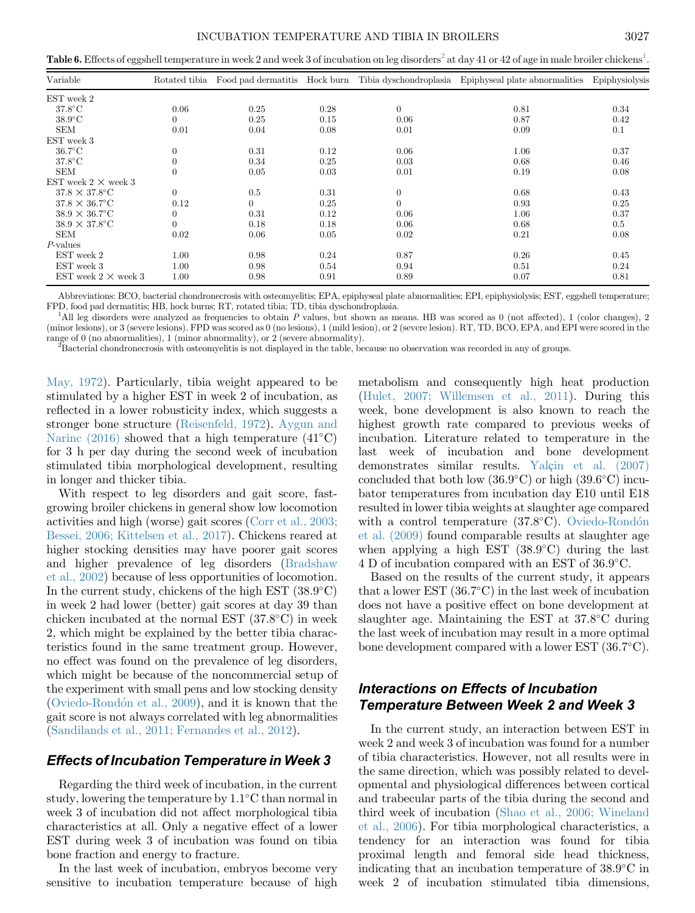**Table 6.** Effects of eggshell temperature in week 2 and week 3 of incubation on leg disorders[2] at day 41 or 42 of age in male broiler chickens[1].

| Variable | Rotated tibia | Food pad dermatitis | Hock burn | Tibia dyschondroplasia | Epiphyseal plate abnormalities | Epiphysiolysis |
|---|---|---|---|---|---|---|
| EST week 2 | | | | | | |
| 37.8°C | 0.06 | 0.25 | 0.28 | 0 | 0.81 | 0.34 |
| 38.9°C | 0 | 0.25 | 0.15 | 0.06 | 0.87 | 0.42 |
| SEM | 0.01 | 0.04 | 0.08 | 0.01 | 0.09 | 0.1 |
| EST week 3 | | | | | | |
| 36.7°C | 0 | 0.31 | 0.12 | 0.06 | 1.06 | 0.37 |
| 37.8°C | 0 | 0.34 | 0.25 | 0.03 | 0.68 | 0.46 |
| SEM | 0 | 0.05 | 0.03 | 0.01 | 0.19 | 0.08 |
| EST week 2 × week 3 | | | | | | |
| 37.8 × 37.8°C | 0 | 0.5 | 0.31 | 0 | 0.68 | 0.43 |
| 37.8 × 36.7°C | 0.12 | 0 | 0.25 | 0 | 0.93 | 0.25 |
| 38.9 × 36.7°C | 0 | 0.31 | 0.12 | 0.06 | 1.06 | 0.37 |
| 38.9 × 37.8°C | 0 | 0.18 | 0.18 | 0.06 | 0.68 | 0.5 |
| SEM | 0.02 | 0.06 | 0.05 | 0.02 | 0.21 | 0.08 |
| *P*-values | | | | | | |
| EST week 2 | 1.00 | 0.98 | 0.24 | 0.87 | 0.26 | 0.45 |
| EST week 3 | 1.00 | 0.98 | 0.54 | 0.94 | 0.51 | 0.24 |
| EST week 2 × week 3 | 1.00 | 0.98 | 0.91 | 0.89 | 0.07 | 0.81 |

Abbreviations: BCO, bacterial chondronecrosis with osteomyelitis; EPA, epiphyseal plate abnormalities; EPI, epiphysiolysis; EST, eggshell temperature; FPD, food pad dermatitis; HB, hock burns; RT, rotated tibia; TD, tibia dyschondroplasia.

[1]All leg disorders were analyzed as frequencies to obtain *P* values, but shown as means. HB was scored as 0 (not affected), 1 (color changes), 2 (minor lesions), or 3 (severe lesions). FPD was scored as 0 (no lesions), 1 (mild lesion), or 2 (severe lesion). RT, TD, BCO, EPA, and EPI were scored in the range of 0 (no abnormalities), 1 (minor abnormality), or 2 (severe abnormality).

[2]Bacterial chondronecrosis with osteomyelitis is not displayed in the table, because no observation was recorded in any of groups.

May, 1972). Particularly, tibia weight appeared to be stimulated by a higher EST in week 2 of incubation, as reflected in a lower robusticity index, which suggests a stronger bone structure (Reisenfeld, 1972). Aygun and Narinc (2016) showed that a high temperature (41°C) for 3 h per day during the second week of incubation stimulated tibia morphological development, resulting in longer and thicker tibia.

With respect to leg disorders and gait score, fast-growing broiler chickens in general show low locomotion activities and high (worse) gait scores (Corr et al., 2003; Bessei, 2006; Kittelsen et al., 2017). Chickens reared at higher stocking densities may have poorer gait scores and higher prevalence of leg disorders (Bradshaw et al., 2002) because of less opportunities of locomotion. In the current study, chickens of the high EST (38.9°C) in week 2 had lower (better) gait scores at day 39 than chicken incubated at the normal EST (37.8°C) in week 2, which might be explained by the better tibia characteristics found in the same treatment group. However, no effect was found on the prevalence of leg disorders, which might be because of the noncommercial setup of the experiment with small pens and low stocking density (Oviedo-Rondón et al., 2009), and it is known that the gait score is not always correlated with leg abnormalities (Sandilands et al., 2011; Fernandes et al., 2012).

## Effects of Incubation Temperature in Week 3

Regarding the third week of incubation, in the current study, lowering the temperature by 1.1°C than normal in week 3 of incubation did not affect morphological tibia characteristics at all. Only a negative effect of a lower EST during week 3 of incubation was found on tibia bone fraction and energy to fracture.

In the last week of incubation, embryos become very sensitive to incubation temperature because of high metabolism and consequently high heat production (Hulet, 2007; Willemsen et al., 2011). During this week, bone development is also known to reach the highest growth rate compared to previous weeks of incubation. Literature related to temperature in the last week of incubation and bone development demonstrates similar results. Yalçin et al. (2007) concluded that both low (36.9°C) or high (39.6°C) incubator temperatures from incubation day E10 until E18 resulted in lower tibia weights at slaughter age compared with a control temperature (37.8°C). Oviedo-Rondón et al. (2009) found comparable results at slaughter age when applying a high EST (38.9°C) during the last 4 D of incubation compared with an EST of 36.9°C.

Based on the results of the current study, it appears that a lower EST (36.7°C) in the last week of incubation does not have a positive effect on bone development at slaughter age. Maintaining the EST at 37.8°C during the last week of incubation may result in a more optimal bone development compared with a lower EST (36.7°C).

## Interactions on Effects of Incubation Temperature Between Week 2 and Week 3

In the current study, an interaction between EST in week 2 and week 3 of incubation was found for a number of tibia characteristics. However, not all results were in the same direction, which was possibly related to developmental and physiological differences between cortical and trabecular parts of the tibia during the second and third week of incubation (Shao et al., 2006; Wineland et al., 2006). For tibia morphological characteristics, a tendency for an interaction was found for tibia proximal length and femoral side head thickness, indicating that an incubation temperature of 38.9°C in week 2 of incubation stimulated tibia dimensions,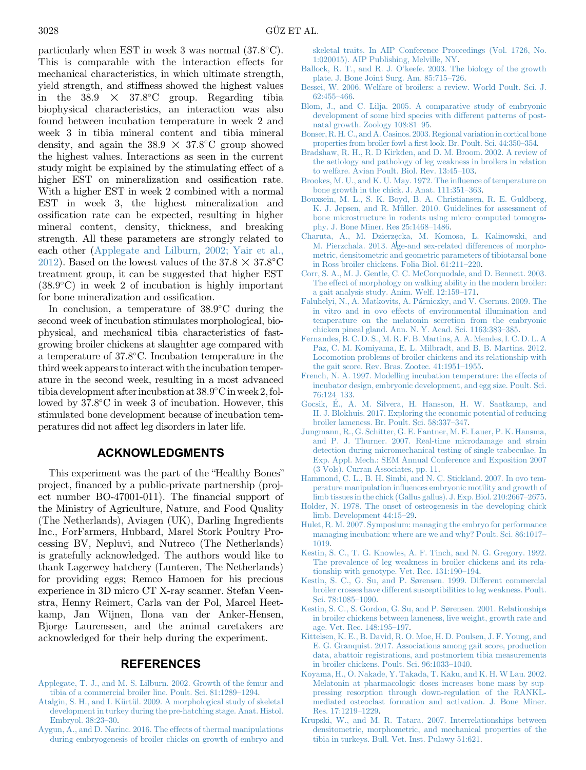particularly when EST in week 3 was normal (37.8°C). This is comparable with the interaction effects for mechanical characteristics, in which ultimate strength, yield strength, and stiffness showed the highest values in the 38.9 × 37.8°C group. Regarding tibia biophysical characteristics, an interaction was also found between incubation temperature in week 2 and week 3 in tibia mineral content and tibia mineral density, and again the 38.9 × 37.8°C group showed the highest values. Interactions as seen in the current study might be explained by the stimulating effect of a higher EST on mineralization and ossification rate. With a higher EST in week 2 combined with a normal EST in week 3, the highest mineralization and ossification rate can be expected, resulting in higher mineral content, density, thickness, and breaking strength. All these parameters are strongly related to each other (Applegate and Lilburn, 2002; Yair et al., 2012). Based on the lowest values of the 37.8 × 37.8°C treatment group, it can be suggested that higher EST (38.9°C) in week 2 of incubation is highly important for bone mineralization and ossification.

In conclusion, a temperature of 38.9°C during the second week of incubation stimulates morphological, biophysical, and mechanical tibia characteristics of fast-growing broiler chickens at slaughter age compared with a temperature of 37.8°C. Incubation temperature in the third week appears to interact with the incubation temperature in the second week, resulting in a most advanced tibia development after incubation at 38.9°C in week 2, followed by 37.8°C in week 3 of incubation. However, this stimulated bone development because of incubation temperatures did not affect leg disorders in later life.

## ACKNOWLEDGMENTS

This experiment was the part of the "Healthy Bones" project, financed by a public-private partnership (project number BO-47001-011). The financial support of the Ministry of Agriculture, Nature, and Food Quality (The Netherlands), Aviagen (UK), Darling Ingredients Inc., ForFarmers, Hubbard, Marel Stork Poultry Processing BV, Nepluvi, and Nutreco (The Netherlands) is gratefully acknowledged. The authors would like to thank Lagerwey hatchery (Lunteren, The Netherlands) for providing eggs; Remco Hamoen for his precious experience in 3D micro CT X-ray scanner. Stefan Veenstra, Henny Reimert, Carla van der Pol, Marcel Heetkamp, Jan Wijnen, Ilona van der Anker-Hensen, Bjorge Laurenssen, and the animal caretakers are acknowledged for their help during the experiment.

## REFERENCES

Applegate, T. J., and M. S. Lilburn. 2002. Growth of the femur and tibia of a commercial broiler line. Poult. Sci. 81:1289–1294.

Atalgin, S. H., and I. Kürtül. 2009. A morphological study of skeletal development in turkey during the pre-hatching stage. Anat. Histol. Embryol. 38:23–30.

Aygun, A., and D. Narinc. 2016. The effects of thermal manipulations during embryogenesis of broiler chicks on growth of embryo and skeletal traits. In AIP Conference Proceedings (Vol. 1726, No. 1:020015). AIP Publishing, Melville, NY.

Ballock, R. T., and R. J. O'keefe. 2003. The biology of the growth plate. J. Bone Joint Surg. Am. 85:715–726.

Bessei, W. 2006. Welfare of broilers: a review. World Poult. Sci. J. 62:455–466.

Blom, J., and C. Lilja. 2005. A comparative study of embryonic development of some bird species with different patterns of postnatal growth. Zoology 108:81–95.

Bonser, R. H. C., and A. Casinos. 2003. Regional variation in cortical bone properties from broiler fowl-a first look. Br. Poult. Sci. 44:350–354.

Bradshaw, R. H., R. D Kirkden, and D. M. Broom. 2002. A review of the aetiology and pathology of leg weakness in broilers in relation to welfare. Avian Poult. Biol. Rev. 13:45–103.

Brookes, M. U., and K. U. May. 1972. The influence of temperature on bone growth in the chick. J. Anat. 111:351–363.

Bouxsein, M. L., S. K. Boyd, B. A. Christiansen, R. E. Guldberg, K. J. Jepsen, and R. Müller. 2010. Guidelines for assessment of bone microstructure in rodents using micro–computed tomography. J. Bone Miner. Res 25:1468–1486.

Charuta, A., M. Dzierzęcka, M. Komosa, L. Kalinowski, and M. Pierzchala. 2013. Age-and sex-related differences of morphometric, densitometric and geometric parameters of tibiotarsal bone in Ross broiler chickens. Folia Biol. 61:211–220.

Corr, S. A., M. J. Gentle, C. C. McCorquodale, and D. Bennett. 2003. The effect of morphology on walking ability in the modern broiler: a gait analysis study. Anim. Welf. 12:159–171.

Faluhelyi, N., A. Matkovits, A. Párniczky, and V. Csernus. 2009. The in vitro and in ovo effects of environmental illumination and temperature on the melatonin secretion from the embryonic chicken pineal gland. Ann. N. Y. Acad. Sci. 1163:383–385.

Fernandes, B. C. D. S., M. R. F. B. Martins, A. A. Mendes, I. C. D. L. A Paz, C. M. Komiyama, E. L. Milbradt, and B. B. Martins. 2012. Locomotion problems of broiler chickens and its relationship with the gait score. Rev. Bras. Zootec. 41:1951–1955.

French, N. A. 1997. Modelling incubation temperature: the effects of incubator design, embryonic development, and egg size. Poult. Sci. 76:124–133.

Gocsik, É., A. M. Silvera, H. Hansson, H. W. Saatkamp, and H. J. Blokhuis. 2017. Exploring the economic potential of reducing broiler lameness. Br. Poult. Sci. 58:337–347.

Jungmann, R., G. Schitter, G. E. Fantner, M. E. Lauer, P. K. Hansma, and P. J. Thurner. 2007. Real-time microdamage and strain detection during micromechanical testing of single trabeculae. In Exp. Appl. Mech.: SEM Annual Conference and Exposition 2007 (3 Vols). Curran Associates, pp. 11.

Hammond, C. L., B. H. Simbi, and N. C. Stickland. 2007. In ovo temperature manipulation influences embryonic motility and growth of limb tissues in the chick (Gallus gallus). J. Exp. Biol. 210:2667–2675.

Holder, N. 1978. The onset of osteogenesis in the developing chick limb. Development 44:15–29.

Hulet, R. M. 2007. Symposium: managing the embryo for performance managing incubation: where are we and why? Poult. Sci. 86:1017–1019.

Kestin, S. C., T. G. Knowles, A. F. Tinch, and N. G. Gregory. 1992. The prevalence of leg weakness in broiler chickens and its relationship with genotype. Vet. Rec. 131:190–194.

Kestin, S. C., G. Su, and P. Sørensen. 1999. Different commercial broiler crosses have different susceptibilities to leg weakness. Poult. Sci. 78:1085–1090.

Kestin, S. C., S. Gordon, G. Su, and P. Sørensen. 2001. Relationships in broiler chickens between lameness, live weight, growth rate and age. Vet. Rec. 148:195–197.

Kittelsen, K. E., B. David, R. O. Moe, H. D. Poulsen, J. F. Young, and E. G. Granquist. 2017. Associations among gait score, production data, abattoir registrations, and postmortem tibia measurements in broiler chickens. Poult. Sci. 96:1033–1040.

Koyama, H., O. Nakade, Y. Takada, T. Kaku, and K. H. W Lau. 2002. Melatonin at pharmacologic doses increases bone mass by suppressing resorption through down-regulation of the RANKL-mediated osteoclast formation and activation. J. Bone Miner. Res. 17:1219–1229.

Krupski, W., and M. R. Tatara. 2007. Interrelationships between densitometric, morphometric, and mechanical properties of the tibia in turkeys. Bull. Vet. Inst. Pulawy 51:621.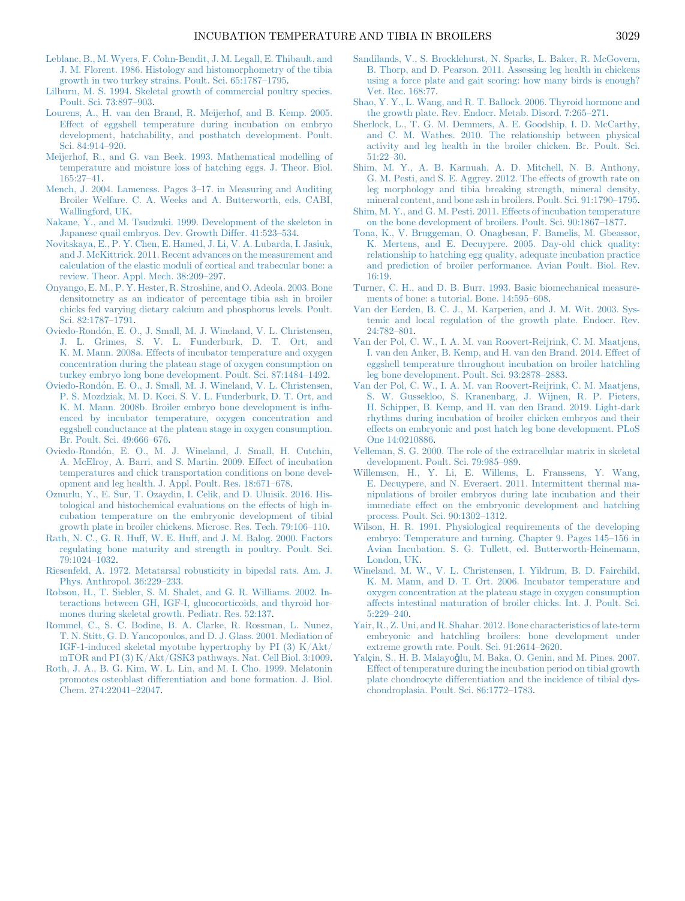Leblanc, B., M. Wyers, F. Cohn-Bendit, J. M. Legall, E. Thibault, and J. M. Florent. 1986. Histology and histomorphometry of the tibia growth in two turkey strains. Poult. Sci. 65:1787–1795.

Lilburn, M. S. 1994. Skeletal growth of commercial poultry species. Poult. Sci. 73:897–903.

Lourens, A., H. van den Brand, R. Meijerhof, and B. Kemp. 2005. Effect of eggshell temperature during incubation on embryo development, hatchability, and posthatch development. Poult. Sci. 84:914–920.

Meijerhof, R., and G. van Beek. 1993. Mathematical modelling of temperature and moisture loss of hatching eggs. J. Theor. Biol. 165:27–41.

Mench, J. 2004. Lameness. Pages 3–17. in Measuring and Auditing Broiler Welfare. C. A. Weeks and A. Butterworth, eds. CABI, Wallingford, UK.

Nakane, Y., and M. Tsudzuki. 1999. Development of the skeleton in Japanese quail embryos. Dev. Growth Differ. 41:523–534.

Novitskaya, E., P. Y. Chen, E. Hamed, J. Li, V. A. Lubarda, I. Jasiuk, and J. McKittrick. 2011. Recent advances on the measurement and calculation of the elastic moduli of cortical and trabecular bone: a review. Theor. Appl. Mech. 38:209–297.

Onyango, E. M., P. Y. Hester, R. Stroshine, and O. Adeola. 2003. Bone densitometry as an indicator of percentage tibia ash in broiler chicks fed varying dietary calcium and phosphorus levels. Poult. Sci. 82:1787–1791.

Oviedo-Rondón, E. O., J. Small, M. J. Wineland, V. L. Christensen, J. L. Grimes, S. V. L. Funderburk, D. T. Ort, and K. M. Mann. 2008a. Effects of incubator temperature and oxygen concentration during the plateau stage of oxygen consumption on turkey embryo long bone development. Poult. Sci. 87:1484–1492.

Oviedo-Rondón, E. O., J. Small, M. J. Wineland, V. L. Christensen, P. S. Mozdziak, M. D. Koci, S. V. L. Funderburk, D. T. Ort, and K. M. Mann. 2008b. Broiler embryo bone development is influenced by incubator temperature, oxygen concentration and eggshell conductance at the plateau stage in oxygen consumption. Br. Poult. Sci. 49:666–676.

Oviedo-Rondón, E. O., M. J. Wineland, J. Small, H. Cutchin, A. McElroy, A. Barri, and S. Martin. 2009. Effect of incubation temperatures and chick transportation conditions on bone development and leg health. J. Appl. Poult. Res. 18:671–678.

Oznurlu, Y., E. Sur, T. Ozaydin, I. Celik, and D. Uluisik. 2016. Histological and histochemical evaluations on the effects of high incubation temperature on the embryonic development of tibial growth plate in broiler chickens. Microsc. Res. Tech. 79:106–110.

Rath, N. C., G. R. Huff, W. E. Huff, and J. M. Balog. 2000. Factors regulating bone maturity and strength in poultry. Poult. Sci. 79:1024–1032.

Riesenfeld, A. 1972. Metatarsal robusticity in bipedal rats. Am. J. Phys. Anthropol. 36:229–233.

Robson, H., T. Siebler, S. M. Shalet, and G. R. Williams. 2002. Interactions between GH, IGF-I, glucocorticoids, and thyroid hormones during skeletal growth. Pediatr. Res. 52:137.

Rommel, C., S. C. Bodine, B. A. Clarke, R. Rossman, L. Nunez, T. N. Stitt, G. D. Yancopoulos, and D. J. Glass. 2001. Mediation of IGF-1-induced skeletal myotube hypertrophy by PI (3) K/Akt/mTOR and PI (3) K/Akt/GSK3 pathways. Nat. Cell Biol. 3:1009.

Roth, J. A., B. G. Kim, W. L. Lin, and M. I. Cho. 1999. Melatonin promotes osteoblast differentiation and bone formation. J. Biol. Chem. 274:22041–22047.

Sandilands, V., S. Brocklehurst, N. Sparks, L. Baker, R. McGovern, B. Thorp, and D. Pearson. 2011. Assessing leg health in chickens using a force plate and gait scoring: how many birds is enough? Vet. Rec. 168:77.

Shao, Y. Y., L. Wang, and R. T. Ballock. 2006. Thyroid hormone and the growth plate. Rev. Endocr. Metab. Disord. 7:265–271.

Sherlock, L., T. G. M. Demmers, A. E. Goodship, I. D. McCarthy, and C. M. Wathes. 2010. The relationship between physical activity and leg health in the broiler chicken. Br. Poult. Sci. 51:22–30.

Shim, M. Y., A. B. Karnuah, A. D. Mitchell, N. B. Anthony, G. M. Pesti, and S. E. Aggrey. 2012. The effects of growth rate on leg morphology and tibia breaking strength, mineral density, mineral content, and bone ash in broilers. Poult. Sci. 91:1790–1795.

Shim, M. Y., and G. M. Pesti. 2011. Effects of incubation temperature on the bone development of broilers. Poult. Sci. 90:1867–1877.

Tona, K., V. Bruggeman, O. Onagbesan, F. Bamelis, M. Gbeassor, K. Mertens, and E. Decuypere. 2005. Day-old chick quality: relationship to hatching egg quality, adequate incubation practice and prediction of broiler performance. Avian Poult. Biol. Rev. 16:19.

Turner, C. H., and D. B. Burr. 1993. Basic biomechanical measurements of bone: a tutorial. Bone. 14:595–608.

Van der Eerden, B. C. J., M. Karperien, and J. M. Wit. 2003. Systemic and local regulation of the growth plate. Endocr. Rev. 24:782–801.

Van der Pol, C. W., I. A. M. van Roovert-Reijrink, C. M. Maatjens, I. van den Anker, B. Kemp, and H. van den Brand. 2014. Effect of eggshell temperature throughout incubation on broiler hatchling leg bone development. Poult. Sci. 93:2878–2883.

Van der Pol, C. W., I. A. M. van Roovert-Reijrink, C. M. Maatjens, S. W. Gussekloo, S. Kranenbarg, J. Wijnen, R. P. Pieters, H. Schipper, B. Kemp, and H. van den Brand. 2019. Light-dark rhythms during incubation of broiler chicken embryos and their effects on embryonic and post hatch leg bone development. PLoS One 14:0210886.

Velleman, S. G. 2000. The role of the extracellular matrix in skeletal development. Poult. Sci. 79:985–989.

Willemsen, H., Y. Li, E. Willems, L. Franssens, Y. Wang, E. Decuypere, and N. Everaert. 2011. Intermittent thermal manipulations of broiler embryos during late incubation and their immediate effect on the embryonic development and hatching process. Poult. Sci. 90:1302–1312.

Wilson, H. R. 1991. Physiological requirements of the developing embryo: Temperature and turning. Chapter 9. Pages 145–156 in Avian Incubation. S. G. Tullett, ed. Butterworth-Heinemann, London, UK.

Wineland, M. W., V. L. Christensen, I. Yildrum, B. D. Fairchild, K. M. Mann, and D. T. Ort. 2006. Incubator temperature and oxygen concentration at the plateau stage in oxygen consumption affects intestinal maturation of broiler chicks. Int. J. Poult. Sci. 5:229–240.

Yair, R., Z. Uni, and R. Shahar. 2012. Bone characteristics of late-term embryonic and hatchling broilers: bone development under extreme growth rate. Poult. Sci. 91:2614–2620.

Yalçin, S., H. B. Malayoğlu, M. Baka, O. Genin, and M. Pines. 2007. Effect of temperature during the incubation period on tibial growth plate chondrocyte differentiation and the incidence of tibial dyschondroplasia. Poult. Sci. 86:1772–1783.